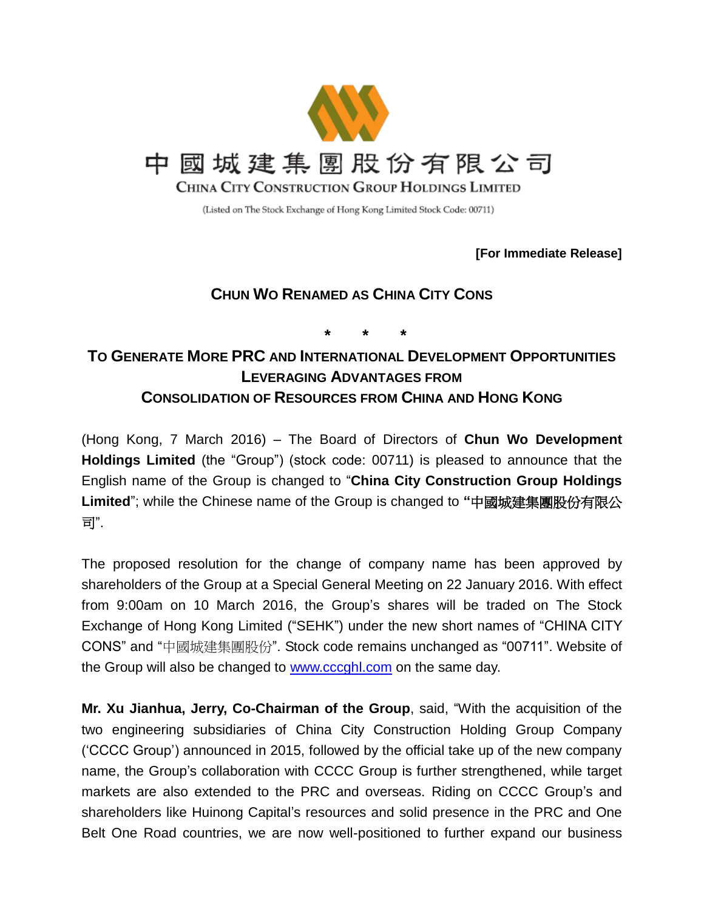中國城建集團股份有限公司

CHINA CITY CONSTRUCTION GROUP HOLDINGS LIMITED

(Listed on The Stock Exchange of Hong Kong Limited Stock Code: 00711)

**[For Immediate Release]**

## CHUN WO RENAMED AS CHINA CITY CONS

\* \* \*

## TO GENERATE MORE PRC AND INTERNATIONAL DEVELOPMENT OPPORTUNITIES LEVERAGING ADVANTAGES FROM CONSOLIDATION OF RESOURCES FROM CHINA AND HONG KONG

(Hong Kong, 7 March 2016) – The Board of Directors of **Chun Wo Development Holdings Limited** (the "Group") (stock code: 00711) is pleased to announce that the English name of the Group is changed to "**China City Construction Group Holdings Limited**"; while the Chinese name of the Group is changed to **"中國城建集團股份有限公司"**.

The proposed resolution for the change of company name has been approved by shareholders of the Group at a Special General Meeting on 22 January 2016. With effect from 9:00am on 10 March 2016, the Group's shares will be traded on The Stock Exchange of Hong Kong Limited ("SEHK") under the new short names of "CHINA CITY CONS" and "中國城建集團股份". Stock code remains unchanged as "00711". Website of the Group will also be changed to www.cccghl.com on the same day.

**Mr. Xu Jianhua, Jerry, Co-Chairman of the Group**, said, "With the acquisition of the two engineering subsidiaries of China City Construction Holding Group Company ('CCCC Group') announced in 2015, followed by the official take up of the new company name, the Group's collaboration with CCCC Group is further strengthened, while target markets are also extended to the PRC and overseas. Riding on CCCC Group's and shareholders like Huinong Capital's resources and solid presence in the PRC and One Belt One Road countries, we are now well-positioned to further expand our business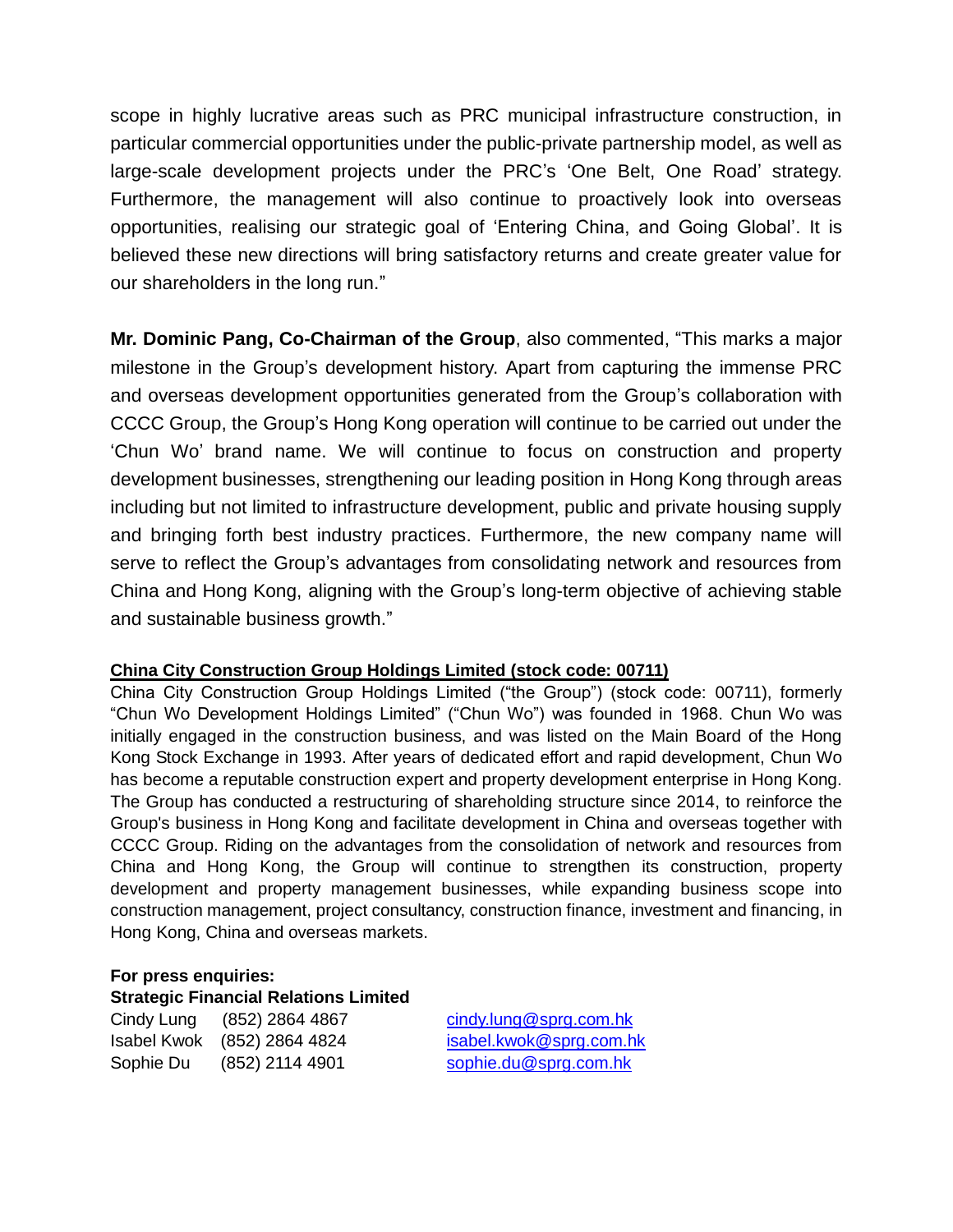scope in highly lucrative areas such as PRC municipal infrastructure construction, in particular commercial opportunities under the public-private partnership model, as well as large-scale development projects under the PRC's 'One Belt, One Road' strategy. Furthermore, the management will also continue to proactively look into overseas opportunities, realising our strategic goal of 'Entering China, and Going Global'. It is believed these new directions will bring satisfactory returns and create greater value for our shareholders in the long run."

**Mr. Dominic Pang, Co-Chairman of the Group**, also commented, "This marks a major milestone in the Group's development history. Apart from capturing the immense PRC and overseas development opportunities generated from the Group's collaboration with CCCC Group, the Group's Hong Kong operation will continue to be carried out under the 'Chun Wo' brand name. We will continue to focus on construction and property development businesses, strengthening our leading position in Hong Kong through areas including but not limited to infrastructure development, public and private housing supply and bringing forth best industry practices. Furthermore, the new company name will serve to reflect the Group's advantages from consolidating network and resources from China and Hong Kong, aligning with the Group's long-term objective of achieving stable and sustainable business growth."

**China City Construction Group Holdings Limited (stock code: 00711)**

China City Construction Group Holdings Limited ("the Group") (stock code: 00711), formerly "Chun Wo Development Holdings Limited" ("Chun Wo") was founded in 1968. Chun Wo was initially engaged in the construction business, and was listed on the Main Board of the Hong Kong Stock Exchange in 1993. After years of dedicated effort and rapid development, Chun Wo has become a reputable construction expert and property development enterprise in Hong Kong. The Group has conducted a restructuring of shareholding structure since 2014, to reinforce the Group's business in Hong Kong and facilitate development in China and overseas together with CCCC Group. Riding on the advantages from the consolidation of network and resources from China and Hong Kong, the Group will continue to strengthen its construction, property development and property management businesses, while expanding business scope into construction management, project consultancy, construction finance, investment and financing, in Hong Kong, China and overseas markets.

**For press enquiries:**
**Strategic Financial Relations Limited**

| | | |
|---|---|---|
| Cindy Lung | (852) 2864 4867 | cindy.lung@sprg.com.hk |
| Isabel Kwok | (852) 2864 4824 | isabel.kwok@sprg.com.hk |
| Sophie Du | (852) 2114 4901 | sophie.du@sprg.com.hk |